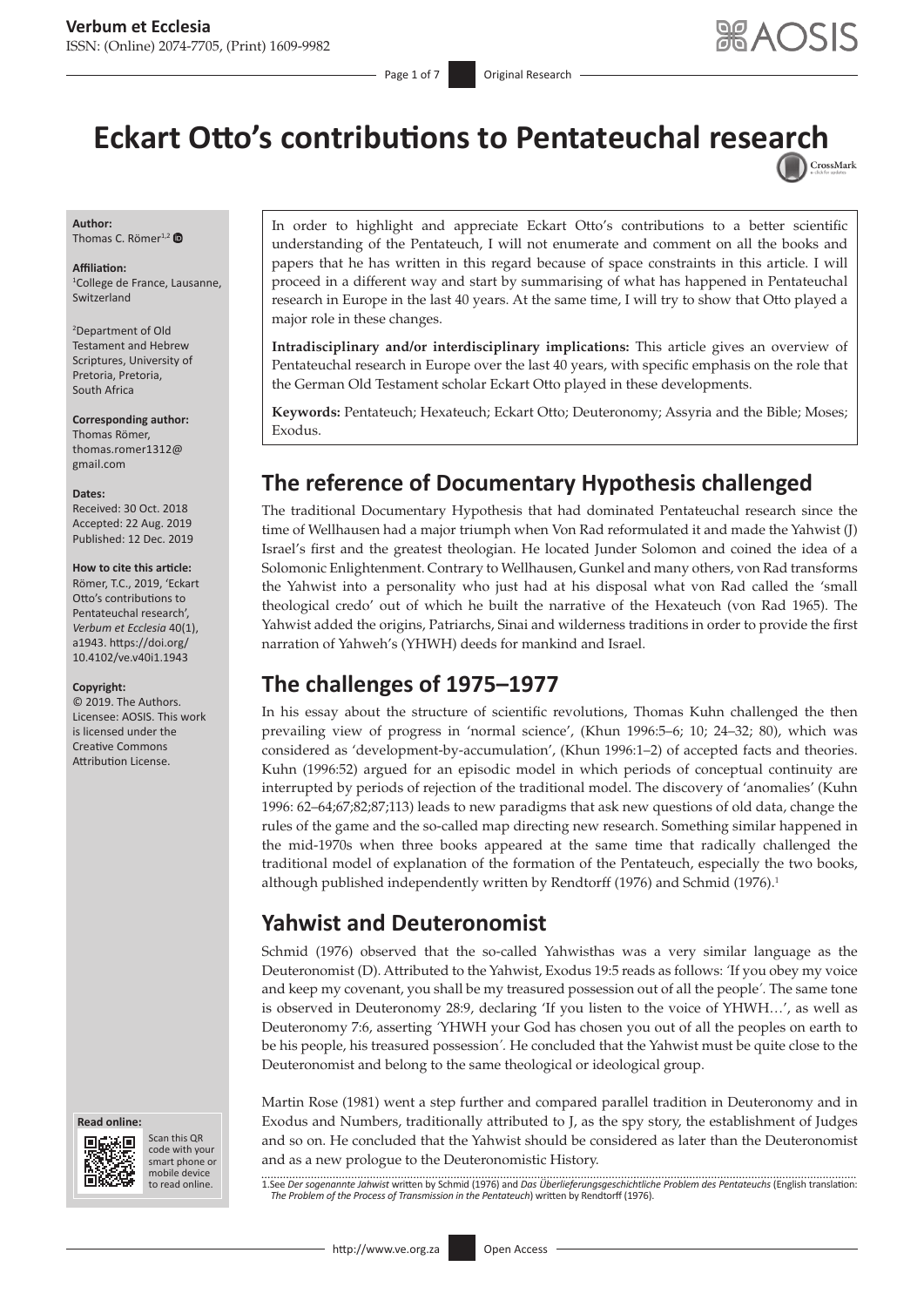# Eckart Otto's contributions to Pentateuchal research

**Author:**
Thomas C. Römer[1,2]

**Affiliation:**
[1]College de France, Lausanne, Switzerland

[2]Department of Old Testament and Hebrew Scriptures, University of Pretoria, Pretoria, South Africa

**Corresponding author:**
Thomas Römer,
thomas.romer1312@gmail.com

**Dates:**
Received: 30 Oct. 2018
Accepted: 22 Aug. 2019
Published: 12 Dec. 2019

**How to cite this article:**
Römer, T.C., 2019, 'Eckart Otto's contributions to Pentateuchal research', *Verbum et Ecclesia* 40(1), a1943. https://doi.org/10.4102/ve.v40i1.1943

**Copyright:**
© 2019. The Authors. Licensee: AOSIS. This work is licensed under the Creative Commons Attribution License.

In order to highlight and appreciate Eckart Otto's contributions to a better scientific understanding of the Pentateuch, I will not enumerate and comment on all the books and papers that he has written in this regard because of space constraints in this article. I will proceed in a different way and start by summarising of what has happened in Pentateuchal research in Europe in the last 40 years. At the same time, I will try to show that Otto played a major role in these changes.

**Intradisciplinary and/or interdisciplinary implications:** This article gives an overview of Pentateuchal research in Europe over the last 40 years, with specific emphasis on the role that the German Old Testament scholar Eckart Otto played in these developments.

**Keywords:** Pentateuch; Hexateuch; Eckart Otto; Deuteronomy; Assyria and the Bible; Moses; Exodus.

## The reference of Documentary Hypothesis challenged

The traditional Documentary Hypothesis that had dominated Pentateuchal research since the time of Wellhausen had a major triumph when Von Rad reformulated it and made the Yahwist (J) Israel's first and the greatest theologian. He located Junder Solomon and coined the idea of a Solomonic Enlightenment. Contrary to Wellhausen, Gunkel and many others, von Rad transforms the Yahwist into a personality who just had at his disposal what von Rad called the 'small theological credo' out of which he built the narrative of the Hexateuch (von Rad 1965). The Yahwist added the origins, Patriarchs, Sinai and wilderness traditions in order to provide the first narration of Yahweh's (YHWH) deeds for mankind and Israel.

## The challenges of 1975–1977

In his essay about the structure of scientific revolutions, Thomas Kuhn challenged the then prevailing view of progress in 'normal science', (Khun 1996:5–6; 10; 24–32; 80), which was considered as 'development-by-accumulation', (Khun 1996:1–2) of accepted facts and theories. Kuhn (1996:52) argued for an episodic model in which periods of conceptual continuity are interrupted by periods of rejection of the traditional model. The discovery of 'anomalies' (Kuhn 1996: 62–64;67;82;87;113) leads to new paradigms that ask new questions of old data, change the rules of the game and the so-called map directing new research. Something similar happened in the mid-1970s when three books appeared at the same time that radically challenged the traditional model of explanation of the formation of the Pentateuch, especially the two books, although published independently written by Rendtorff (1976) and Schmid (1976).[1]

## Yahwist and Deuteronomist

Schmid (1976) observed that the so-called Yahwisthas was a very similar language as the Deuteronomist (D). Attributed to the Yahwist, Exodus 19:5 reads as follows: 'If you obey my voice and keep my covenant, you shall be my treasured possession out of all the people'. The same tone is observed in Deuteronomy 28:9, declaring 'If you listen to the voice of YHWH…', as well as Deuteronomy 7:6, asserting 'YHWH your God has chosen you out of all the peoples on earth to be his people, his treasured possession'. He concluded that the Yahwist must be quite close to the Deuteronomist and belong to the same theological or ideological group.

Martin Rose (1981) went a step further and compared parallel tradition in Deuteronomy and in Exodus and Numbers, traditionally attributed to J, as the spy story, the establishment of Judges and so on. He concluded that the Yahwist should be considered as later than the Deuteronomist and as a new prologue to the Deuteronomistic History.

1. See *Der sogenannte Jahwist* written by Schmid (1976) and *Das Überlieferungsgeschichtliche Problem des Pentateuchs* (English translation: *The Problem of the Process of Transmission in the Pentateuch*) written by Rendtorff (1976).

**Read online:**
Scan this QR code with your smart phone or mobile device to read online.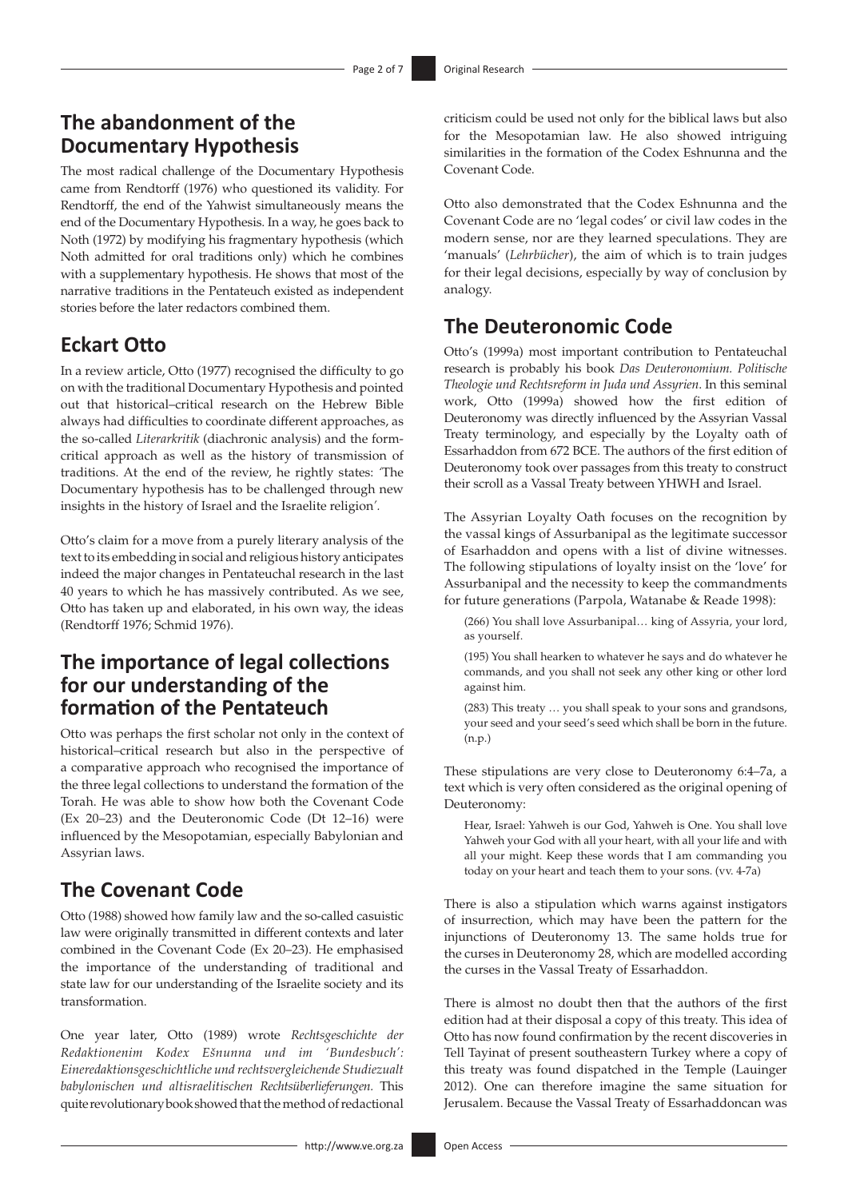## The abandonment of the Documentary Hypothesis

The most radical challenge of the Documentary Hypothesis came from Rendtorff (1976) who questioned its validity. For Rendtorff, the end of the Yahwist simultaneously means the end of the Documentary Hypothesis. In a way, he goes back to Noth (1972) by modifying his fragmentary hypothesis (which Noth admitted for oral traditions only) which he combines with a supplementary hypothesis. He shows that most of the narrative traditions in the Pentateuch existed as independent stories before the later redactors combined them.

## Eckart Otto

In a review article, Otto (1977) recognised the difficulty to go on with the traditional Documentary Hypothesis and pointed out that historical–critical research on the Hebrew Bible always had difficulties to coordinate different approaches, as the so-called *Literarkritik* (diachronic analysis) and the form-critical approach as well as the history of transmission of traditions. At the end of the review, he rightly states: 'The Documentary hypothesis has to be challenged through new insights in the history of Israel and the Israelite religion'.

Otto's claim for a move from a purely literary analysis of the text to its embedding in social and religious history anticipates indeed the major changes in Pentateuchal research in the last 40 years to which he has massively contributed. As we see, Otto has taken up and elaborated, in his own way, the ideas (Rendtorff 1976; Schmid 1976).

## The importance of legal collections for our understanding of the formation of the Pentateuch

Otto was perhaps the first scholar not only in the context of historical–critical research but also in the perspective of a comparative approach who recognised the importance of the three legal collections to understand the formation of the Torah. He was able to show how both the Covenant Code (Ex 20–23) and the Deuteronomic Code (Dt 12–16) were influenced by the Mesopotamian, especially Babylonian and Assyrian laws.

## The Covenant Code

Otto (1988) showed how family law and the so-called casuistic law were originally transmitted in different contexts and later combined in the Covenant Code (Ex 20–23). He emphasised the importance of the understanding of traditional and state law for our understanding of the Israelite society and its transformation.

One year later, Otto (1989) wrote *Rechtsgeschichte der Redaktionenim Kodex Ešnunna und im 'Bundesbuch': Eineredaktionsgeschichtliche und rechtsvergleichende Studiezualt babylonischen und altisraelitischen Rechtsüberlieferungen*. This quite revolutionary book showed that the method of redactional criticism could be used not only for the biblical laws but also for the Mesopotamian law. He also showed intriguing similarities in the formation of the Codex Eshnunna and the Covenant Code.

Otto also demonstrated that the Codex Eshnunna and the Covenant Code are no 'legal codes' or civil law codes in the modern sense, nor are they learned speculations. They are 'manuals' (*Lehrbücher*), the aim of which is to train judges for their legal decisions, especially by way of conclusion by analogy.

## The Deuteronomic Code

Otto's (1999a) most important contribution to Pentateuchal research is probably his book *Das Deuteronomium. Politische Theologie und Rechtsreform in Juda und Assyrien*. In this seminal work, Otto (1999a) showed how the first edition of Deuteronomy was directly influenced by the Assyrian Vassal Treaty terminology, and especially by the Loyalty oath of Essarhaddon from 672 BCE. The authors of the first edition of Deuteronomy took over passages from this treaty to construct their scroll as a Vassal Treaty between YHWH and Israel.

The Assyrian Loyalty Oath focuses on the recognition by the vassal kings of Assurbanipal as the legitimate successor of Esarhaddon and opens with a list of divine witnesses. The following stipulations of loyalty insist on the 'love' for Assurbanipal and the necessity to keep the commandments for future generations (Parpola, Watanabe & Reade 1998):

> (266) You shall love Assurbanipal… king of Assyria, your lord, as yourself.
>
> (195) You shall hearken to whatever he says and do whatever he commands, and you shall not seek any other king or other lord against him.
>
> (283) This treaty … you shall speak to your sons and grandsons, your seed and your seed's seed which shall be born in the future. (n.p.)

These stipulations are very close to Deuteronomy 6:4–7a, a text which is very often considered as the original opening of Deuteronomy:

> Hear, Israel: Yahweh is our God, Yahweh is One. You shall love Yahweh your God with all your heart, with all your life and with all your might. Keep these words that I am commanding you today on your heart and teach them to your sons. (vv. 4-7a)

There is also a stipulation which warns against instigators of insurrection, which may have been the pattern for the injunctions of Deuteronomy 13. The same holds true for the curses in Deuteronomy 28, which are modelled according the curses in the Vassal Treaty of Essarhaddon.

There is almost no doubt then that the authors of the first edition had at their disposal a copy of this treaty. This idea of Otto has now found confirmation by the recent discoveries in Tell Tayinat of present southeastern Turkey where a copy of this treaty was found dispatched in the Temple (Lauinger 2012). One can therefore imagine the same situation for Jerusalem. Because the Vassal Treaty of Essarhaddoncan was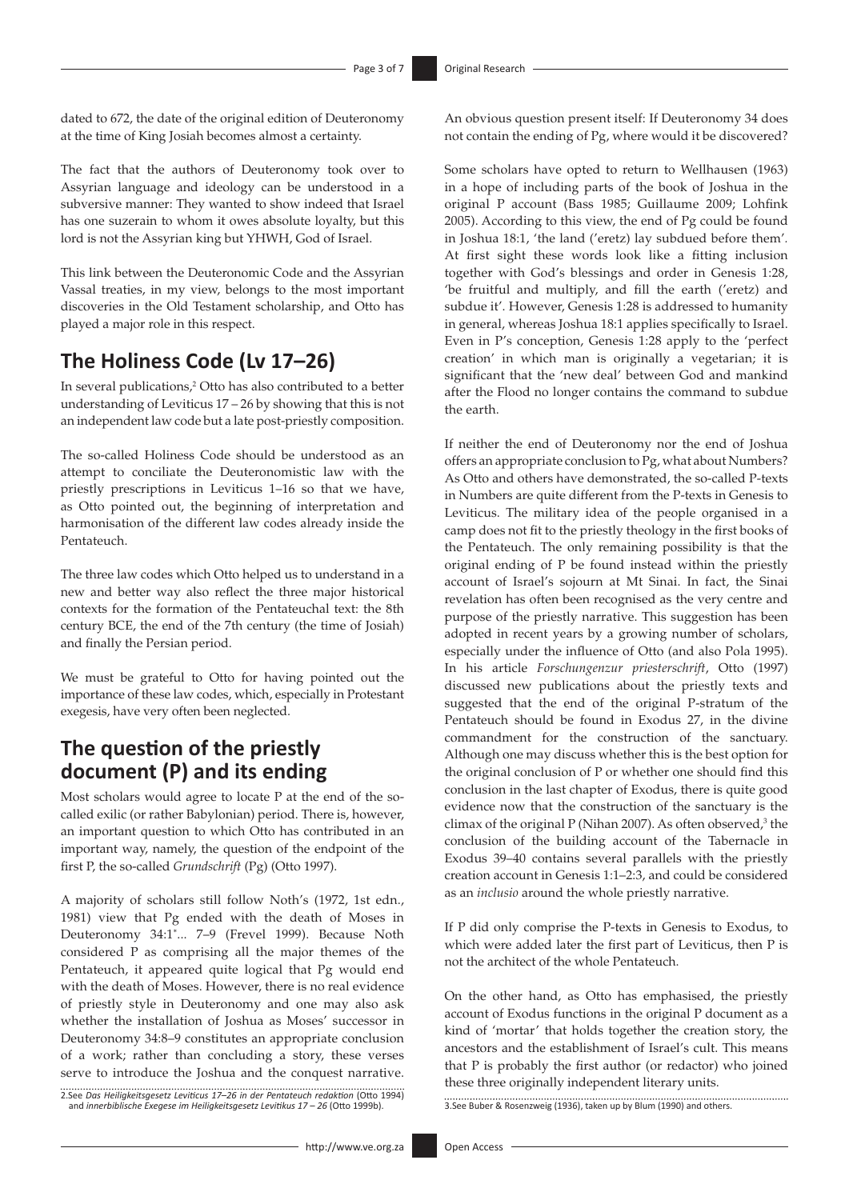dated to 672, the date of the original edition of Deuteronomy at the time of King Josiah becomes almost a certainty.

The fact that the authors of Deuteronomy took over to Assyrian language and ideology can be understood in a subversive manner: They wanted to show indeed that Israel has one suzerain to whom it owes absolute loyalty, but this lord is not the Assyrian king but YHWH, God of Israel.

This link between the Deuteronomic Code and the Assyrian Vassal treaties, in my view, belongs to the most important discoveries in the Old Testament scholarship, and Otto has played a major role in this respect.

## The Holiness Code (Lv 17–26)

In several publications,[2] Otto has also contributed to a better understanding of Leviticus 17 – 26 by showing that this is not an independent law code but a late post-priestly composition.

The so-called Holiness Code should be understood as an attempt to conciliate the Deuteronomistic law with the priestly prescriptions in Leviticus 1–16 so that we have, as Otto pointed out, the beginning of interpretation and harmonisation of the different law codes already inside the Pentateuch.

The three law codes which Otto helped us to understand in a new and better way also reflect the three major historical contexts for the formation of the Pentateuchal text: the 8th century BCE, the end of the 7th century (the time of Josiah) and finally the Persian period.

We must be grateful to Otto for having pointed out the importance of these law codes, which, especially in Protestant exegesis, have very often been neglected.

## The question of the priestly document (P) and its ending

Most scholars would agree to locate P at the end of the so-called exilic (or rather Babylonian) period. There is, however, an important question to which Otto has contributed in an important way, namely, the question of the endpoint of the first P, the so-called *Grundschrift* (Pg) (Otto 1997).

A majority of scholars still follow Noth's (1972, 1st edn., 1981) view that Pg ended with the death of Moses in Deuteronomy 34:1*... 7–9 (Frevel 1999). Because Noth considered P as comprising all the major themes of the Pentateuch, it appeared quite logical that Pg would end with the death of Moses. However, there is no real evidence of priestly style in Deuteronomy and one may also ask whether the installation of Joshua as Moses' successor in Deuteronomy 34:8–9 constitutes an appropriate conclusion of a work; rather than concluding a story, these verses serve to introduce the Joshua and the conquest narrative.

An obvious question present itself: If Deuteronomy 34 does not contain the ending of Pg, where would it be discovered?

Some scholars have opted to return to Wellhausen (1963) in a hope of including parts of the book of Joshua in the original P account (Bass 1985; Guillaume 2009; Lohfink 2005). According to this view, the end of Pg could be found in Joshua 18:1, 'the land ('eretz) lay subdued before them'. At first sight these words look like a fitting inclusion together with God's blessings and order in Genesis 1:28, 'be fruitful and multiply, and fill the earth ('eretz) and subdue it'. However, Genesis 1:28 is addressed to humanity in general, whereas Joshua 18:1 applies specifically to Israel. Even in P's conception, Genesis 1:28 apply to the 'perfect creation' in which man is originally a vegetarian; it is significant that the 'new deal' between God and mankind after the Flood no longer contains the command to subdue the earth.

If neither the end of Deuteronomy nor the end of Joshua offers an appropriate conclusion to Pg, what about Numbers? As Otto and others have demonstrated, the so-called P-texts in Numbers are quite different from the P-texts in Genesis to Leviticus. The military idea of the people organised in a camp does not fit to the priestly theology in the first books of the Pentateuch. The only remaining possibility is that the original ending of P be found instead within the priestly account of Israel's sojourn at Mt Sinai. In fact, the Sinai revelation has often been recognised as the very centre and purpose of the priestly narrative. This suggestion has been adopted in recent years by a growing number of scholars, especially under the influence of Otto (and also Pola 1995). In his article *Forschungenzur priesterschrift*, Otto (1997) discussed new publications about the priestly texts and suggested that the end of the original P-stratum of the Pentateuch should be found in Exodus 27, in the divine commandment for the construction of the sanctuary. Although one may discuss whether this is the best option for the original conclusion of P or whether one should find this conclusion in the last chapter of Exodus, there is quite good evidence now that the construction of the sanctuary is the climax of the original P (Nihan 2007). As often observed,[3] the conclusion of the building account of the Tabernacle in Exodus 39–40 contains several parallels with the priestly creation account in Genesis 1:1–2:3, and could be considered as an *inclusio* around the whole priestly narrative.

If P did only comprise the P-texts in Genesis to Exodus, to which were added later the first part of Leviticus, then P is not the architect of the whole Pentateuch.

On the other hand, as Otto has emphasised, the priestly account of Exodus functions in the original P document as a kind of 'mortar' that holds together the creation story, the ancestors and the establishment of Israel's cult. This means that P is probably the first author (or redactor) who joined these three originally independent literary units.

2. See *Das Heiligkeitsgesetz Leviticus 17–26 in der Pentateuch redaktion* (Otto 1994) and *innerbiblische Exegese im Heiligkeitsgesetz Levitikus 17 – 26* (Otto 1999b).

3. See Buber & Rosenzweig (1936), taken up by Blum (1990) and others.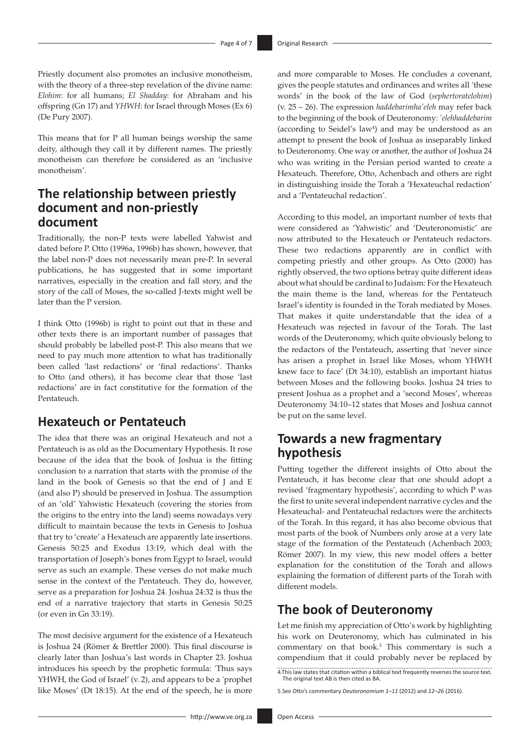Priestly document also promotes an inclusive monotheism, with the theory of a three-step revelation of the divine name: *Elohim*: for all humans; *El Shadday*: for Abraham and his offspring (Gn 17) and *YHWH*: for Israel through Moses (Ex 6) (De Pury 2007).

This means that for P all human beings worship the same deity, although they call it by different names. The priestly monotheism can therefore be considered as an 'inclusive monotheism'.

## The relationship between priestly document and non-priestly document

Traditionally, the non-P texts were labelled Yahwist and dated before P. Otto (1996a, 1996b) has shown, however, that the label non-P does not necessarily mean pre-P. In several publications, he has suggested that in some important narratives, especially in the creation and fall story, and the story of the call of Moses, the so-called J-texts might well be later than the P version.

I think Otto (1996b) is right to point out that in these and other texts there is an important number of passages that should probably be labelled post-P. This also means that we need to pay much more attention to what has traditionally been called 'last redactions' or 'final redactions'. Thanks to Otto (and others), it has become clear that those 'last redactions' are in fact constitutive for the formation of the Pentateuch.

## Hexateuch or Pentateuch

The idea that there was an original Hexateuch and not a Pentateuch is as old as the Documentary Hypothesis. It rose because of the idea that the book of Joshua is the fitting conclusion to a narration that starts with the promise of the land in the book of Genesis so that the end of J and E (and also P) should be preserved in Joshua. The assumption of an 'old' Yahwistic Hexateuch (covering the stories from the origins to the entry into the land) seems nowadays very difficult to maintain because the texts in Genesis to Joshua that try to 'create' a Hexateuch are apparently late insertions. Genesis 50:25 and Exodus 13:19, which deal with the transportation of Joseph's bones from Egypt to Israel, would serve as such an example. These verses do not make much sense in the context of the Pentateuch. They do, however, serve as a preparation for Joshua 24. Joshua 24:32 is thus the end of a narrative trajectory that starts in Genesis 50:25 (or even in Gn 33:19).

The most decisive argument for the existence of a Hexateuch is Joshua 24 (Römer & Brettler 2000). This final discourse is clearly later than Joshua's last words in Chapter 23. Joshua introduces his speech by the prophetic formula: 'Thus says YHWH, the God of Israel' (v. 2), and appears to be a 'prophet like Moses' (Dt 18:15). At the end of the speech, he is more and more comparable to Moses. He concludes a covenant, gives the people statutes and ordinances and writes all 'these words' in the book of the law of God (*sephertoratelohim*) (v. 25 – 26). The expression *haddebarimha'eleh* may refer back to the beginning of the book of Deuteronomy: *'elehhaddebarim* (according to Seidel's law[4]) and may be understood as an attempt to present the book of Joshua as inseparably linked to Deuteronomy. One way or another, the author of Joshua 24 who was writing in the Persian period wanted to create a Hexateuch. Therefore, Otto, Achenbach and others are right in distinguishing inside the Torah a 'Hexateuchal redaction' and a 'Pentateuchal redaction'.

According to this model, an important number of texts that were considered as 'Yahwistic' and 'Deuteronomistic' are now attributed to the Hexateuch or Pentateuch redactors. These two redactions apparently are in conflict with competing priestly and other groups. As Otto (2000) has rightly observed, the two options betray quite different ideas about what should be cardinal to Judaism: For the Hexateuch the main theme is the land, whereas for the Pentateuch Israel's identity is founded in the Torah mediated by Moses. That makes it quite understandable that the idea of a Hexateuch was rejected in favour of the Torah. The last words of the Deuteronomy, which quite obviously belong to the redactors of the Pentateuch, asserting that 'never since has arisen a prophet in Israel like Moses, whom YHWH knew face to face' (Dt 34:10), establish an important hiatus between Moses and the following books. Joshua 24 tries to present Joshua as a prophet and a 'second Moses', whereas Deuteronomy 34:10–12 states that Moses and Joshua cannot be put on the same level.

## Towards a new fragmentary hypothesis

Putting together the different insights of Otto about the Pentateuch, it has become clear that one should adopt a revised 'fragmentary hypothesis', according to which P was the first to unite several independent narrative cycles and the Hexateuchal- and Pentateuchal redactors were the architects of the Torah. In this regard, it has also become obvious that most parts of the book of Numbers only arose at a very late stage of the formation of the Pentateuch (Achenbach 2003; Römer 2007). In my view, this new model offers a better explanation for the constitution of the Torah and allows explaining the formation of different parts of the Torah with different models.

## The book of Deuteronomy

Let me finish my appreciation of Otto's work by highlighting his work on Deuteronomy, which has culminated in his commentary on that book.[5] This commentary is such a compendium that it could probably never be replaced by

4. This law states that citation within a biblical text frequently reverses the source text. The original text AB is then cited as BA.

5. See Otto's commentary *Deutoronomium 1–11* (2012) and *12–26* (2016).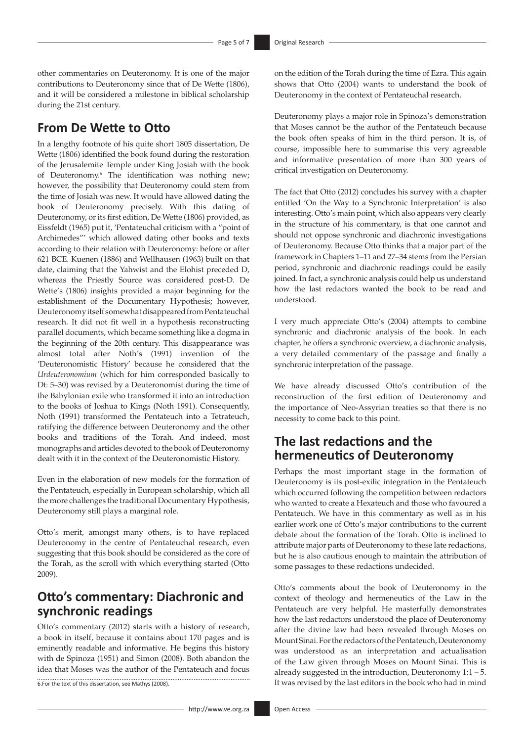other commentaries on Deuteronomy. It is one of the major contributions to Deuteronomy since that of De Wette (1806), and it will be considered a milestone in biblical scholarship during the 21st century.

## From De Wette to Otto

In a lengthy footnote of his quite short 1805 dissertation, De Wette (1806) identified the book found during the restoration of the Jerusalemite Temple under King Josiah with the book of Deuteronomy.[6] The identification was nothing new; however, the possibility that Deuteronomy could stem from the time of Josiah was new. It would have allowed dating the book of Deuteronomy precisely. With this dating of Deuteronomy, or its first edition, De Wette (1806) provided, as Eissfeldt (1965) put it, 'Pentateuchal criticism with a "point of Archimedes"' which allowed dating other books and texts according to their relation with Deuteronomy: before or after 621 BCE. Kuenen (1886) and Wellhausen (1963) built on that date, claiming that the Yahwist and the Elohist preceded D, whereas the Priestly Source was considered post-D. De Wette's (1806) insights provided a major beginning for the establishment of the Documentary Hypothesis; however, Deuteronomy itself somewhat disappeared from Pentateuchal research. It did not fit well in a hypothesis reconstructing parallel documents, which became something like a dogma in the beginning of the 20th century. This disappearance was almost total after Noth's (1991) invention of the 'Deuteronomistic History' because he considered that the *Urdeuteronomium* (which for him corresponded basically to Dt: 5–30) was revised by a Deuteronomist during the time of the Babylonian exile who transformed it into an introduction to the books of Joshua to Kings (Noth 1991). Consequently, Noth (1991) transformed the Pentateuch into a Tetrateuch, ratifying the difference between Deuteronomy and the other books and traditions of the Torah. And indeed, most monographs and articles devoted to the book of Deuteronomy dealt with it in the context of the Deuteronomistic History.

Even in the elaboration of new models for the formation of the Pentateuch, especially in European scholarship, which all the more challenges the traditional Documentary Hypothesis, Deuteronomy still plays a marginal role.

Otto's merit, amongst many others, is to have replaced Deuteronomy in the centre of Pentateuchal research, even suggesting that this book should be considered as the core of the Torah, as the scroll with which everything started (Otto 2009).

## Otto's commentary: Diachronic and synchronic readings

Otto's commentary (2012) starts with a history of research, a book in itself, because it contains about 170 pages and is eminently readable and informative. He begins this history with de Spinoza (1951) and Simon (2008). Both abandon the idea that Moses was the author of the Pentateuch and focus on the edition of the Torah during the time of Ezra. This again shows that Otto (2004) wants to understand the book of Deuteronomy in the context of Pentateuchal research.

Deuteronomy plays a major role in Spinoza's demonstration that Moses cannot be the author of the Pentateuch because the book often speaks of him in the third person. It is, of course, impossible here to summarise this very agreeable and informative presentation of more than 300 years of critical investigation on Deuteronomy.

The fact that Otto (2012) concludes his survey with a chapter entitled 'On the Way to a Synchronic Interpretation' is also interesting. Otto's main point, which also appears very clearly in the structure of his commentary, is that one cannot and should not oppose synchronic and diachronic investigations of Deuteronomy. Because Otto thinks that a major part of the framework in Chapters 1–11 and 27–34 stems from the Persian period, synchronic and diachronic readings could be easily joined. In fact, a synchronic analysis could help us understand how the last redactors wanted the book to be read and understood.

I very much appreciate Otto's (2004) attempts to combine synchronic and diachronic analysis of the book. In each chapter, he offers a synchronic overview, a diachronic analysis, a very detailed commentary of the passage and finally a synchronic interpretation of the passage.

We have already discussed Otto's contribution of the reconstruction of the first edition of Deuteronomy and the importance of Neo-Assyrian treaties so that there is no necessity to come back to this point.

## The last redactions and the hermeneutics of Deuteronomy

Perhaps the most important stage in the formation of Deuteronomy is its post-exilic integration in the Pentateuch which occurred following the competition between redactors who wanted to create a Hexateuch and those who favoured a Pentateuch. We have in this commentary as well as in his earlier work one of Otto's major contributions to the current debate about the formation of the Torah. Otto is inclined to attribute major parts of Deuteronomy to these late redactions, but he is also cautious enough to maintain the attribution of some passages to these redactions undecided.

Otto's comments about the book of Deuteronomy in the context of theology and hermeneutics of the Law in the Pentateuch are very helpful. He masterfully demonstrates how the last redactors understood the place of Deuteronomy after the divine law had been revealed through Moses on Mount Sinai. For the redactors of the Pentateuch, Deuteronomy was understood as an interpretation and actualisation of the Law given through Moses on Mount Sinai. This is already suggested in the introduction, Deuteronomy 1:1 – 5. It was revised by the last editors in the book who had in mind

6. For the text of this dissertation, see Mathys (2008).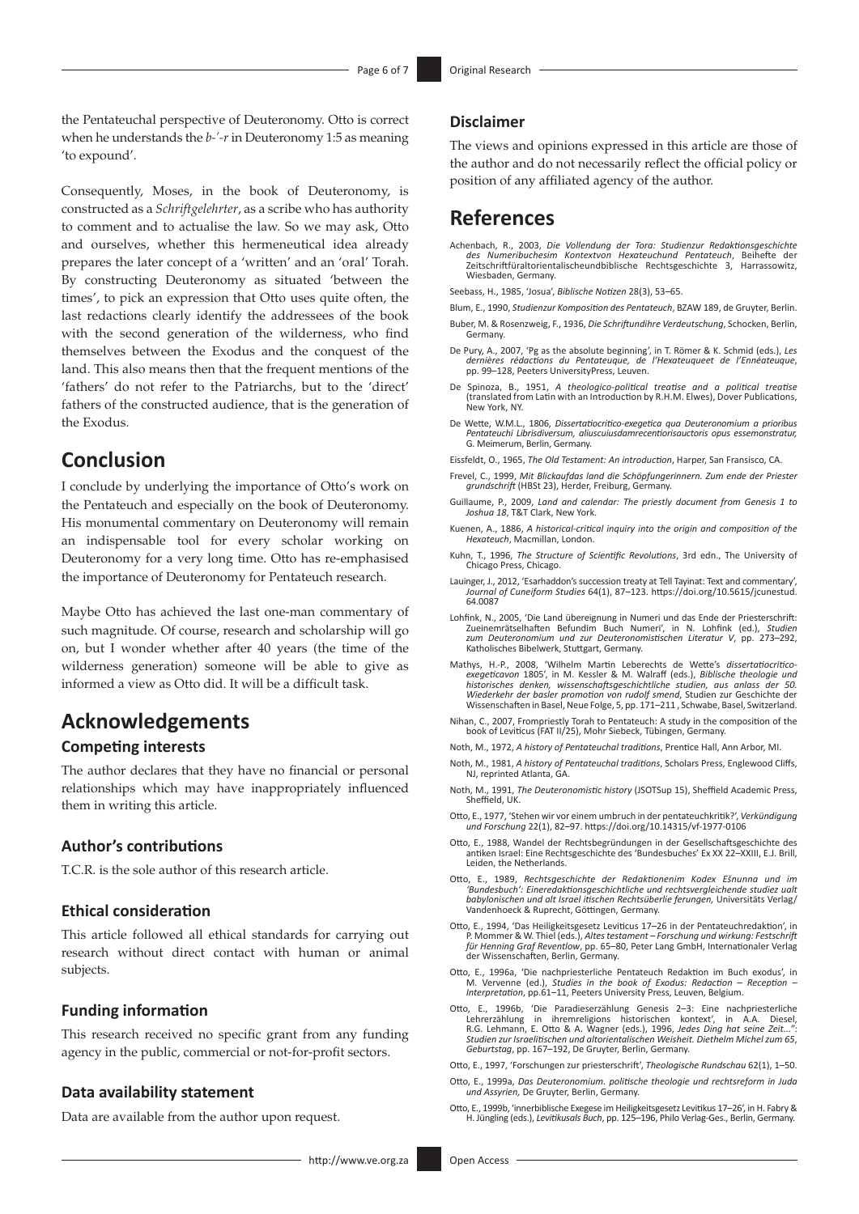the Pentateuchal perspective of Deuteronomy. Otto is correct when he understands the *b-ʾ-r* in Deuteronomy 1:5 as meaning 'to expound'.

Consequently, Moses, in the book of Deuteronomy, is constructed as a *Schriftgelehrter*, as a scribe who has authority to comment and to actualise the law. So we may ask, Otto and ourselves, whether this hermeneutical idea already prepares the later concept of a 'written' and an 'oral' Torah. By constructing Deuteronomy as situated 'between the times', to pick an expression that Otto uses quite often, the last redactions clearly identify the addressees of the book with the second generation of the wilderness, who find themselves between the Exodus and the conquest of the land. This also means then that the frequent mentions of the 'fathers' do not refer to the Patriarchs, but to the 'direct' fathers of the constructed audience, that is the generation of the Exodus.

## Conclusion

I conclude by underlying the importance of Otto's work on the Pentateuch and especially on the book of Deuteronomy. His monumental commentary on Deuteronomy will remain an indispensable tool for every scholar working on Deuteronomy for a very long time. Otto has re-emphasised the importance of Deuteronomy for Pentateuch research.

Maybe Otto has achieved the last one-man commentary of such magnitude. Of course, research and scholarship will go on, but I wonder whether after 40 years (the time of the wilderness generation) someone will be able to give as informed a view as Otto did. It will be a difficult task.

## Acknowledgements

### Competing interests

The author declares that they have no financial or personal relationships which may have inappropriately influenced them in writing this article.

### Author's contributions

T.C.R. is the sole author of this research article.

### Ethical consideration

This article followed all ethical standards for carrying out research without direct contact with human or animal subjects.

### Funding information

This research received no specific grant from any funding agency in the public, commercial or not-for-profit sectors.

### Data availability statement

Data are available from the author upon request.

### Disclaimer

The views and opinions expressed in this article are those of the author and do not necessarily reflect the official policy or position of any affiliated agency of the author.

## References

Achenbach, R., 2003, *Die Vollendung der Tora: Studienzur Redaktionsgeschichte des Numeribuchesim Kontextvon Hexateuchund Pentateuch*, Beihefte der Zeitschriftfüraltorientalischeundbiblische Rechtsgeschichte 3, Harrassowitz, Wiesbaden, Germany.

Seebass, H., 1985, 'Josua', *Biblische Notizen* 28(3), 53–65.

Blum, E., 1990, *Studienzur Komposition des Pentateuch*, BZAW 189, de Gruyter, Berlin.

Buber, M. & Rosenzweig, F., 1936, *Die Schriftundihre Verdeutschung*, Schocken, Berlin, Germany.

De Pury, A., 2007, 'Pg as the absolute beginning', in T. Römer & K. Schmid (eds.), *Les dernières rédactions du Pentateuque, de l'Hexateuqueet de l'Ennéateuque*, pp. 99–128, Peeters UniversityPress, Leuven.

De Spinoza, B., 1951, *A theologico-political treatise and a political treatise* (translated from Latin with an Introduction by R.H.M. Elwes), Dover Publications, New York, NY.

De Wette, W.M.L., 1806, *Dissertatiocritico-exegetica qua Deuteronomium a prioribus Pentateuchi Librisdiversum, aliuscuiusdamrecentiorisauctoris opus essemonstratur,* G. Meimerum, Berlin, Germany.

Eissfeldt, O., 1965, *The Old Testament: An introduction*, Harper, San Fransisco, CA.

Frevel, C., 1999, *Mit Blickaufdas land die Schöpfungerinnern. Zum ende der Priester grundschrift* (HBSt 23), Herder, Freiburg, Germany.

Guillaume, P., 2009, *Land and calendar: The priestly document from Genesis 1 to Joshua 18*, T&T Clark, New York.

Kuenen, A., 1886, *A historical-critical inquiry into the origin and composition of the Hexateuch*, Macmillan, London.

Kuhn, T., 1996, *The Structure of Scientific Revolutions*, 3rd edn., The University of Chicago Press, Chicago.

Lauinger, J., 2012, 'Esarhaddon's succession treaty at Tell Tayinat: Text and commentary', *Journal of Cuneiform Studies* 64(1), 87–123. https://doi.org/10.5615/jcunestud.64.0087

Lohfink, N., 2005, 'Die Land übereignung in Numeri und das Ende der Priesterschrift: Zueinemrätselhaften Befundim Buch Numeri', in N. Lohfink (ed.), *Studien zum Deuteronomium und zur Deuteronomistischen Literatur V*, pp. 273–292, Katholisches Bibelwerk, Stuttgart, Germany.

Mathys, H.-P., 2008, 'Wilhelm Martin Leberechts de Wette's *dissertatiocritico-exegeticavon* 1805', in M. Kessler & M. Walraff (eds.), *Biblische theologie und historisches denken, wissenschaftsgeschichtliche studien, aus anlass der 50. Wiederkehr der basler promotion von rudolf smend*, Studien zur Geschichte der Wissenschaften in Basel, Neue Folge, 5, pp. 171–211 , Schwabe, Basel, Switzerland.

Nihan, C., 2007, Frompriestly Torah to Pentateuch: A study in the composition of the book of Leviticus (FAT II/25), Mohr Siebeck, Tübingen, Germany.

Noth, M., 1972, *A history of Pentateuchal traditions*, Prentice Hall, Ann Arbor, MI.

Noth, M., 1981, *A history of Pentateuchal traditions*, Scholars Press, Englewood Cliffs, NJ, reprinted Atlanta, GA.

Noth, M., 1991, *The Deuteronomistic history* (JSOTSup 15), Sheffield Academic Press, Sheffield, UK.

Otto, E., 1977, 'Stehen wir vor einem umbruch in der pentateuchkritik?', *Verkündigung und Forschung* 22(1), 82–97. https://doi.org/10.14315/vf-1977-0106

Otto, E., 1988, Wandel der Rechtsbegründungen in der Gesellschaftsgeschichte des antiken Israel: Eine Rechtsgeschichte des 'Bundesbuches' Ex XX 22–XXIII, E.J. Brill, Leiden, the Netherlands.

Otto, E., 1989, *Rechtsgeschichte der Redaktionenim Kodex Ešnunna und im 'Bundesbuch': Eineredaktionsgeschichtliche und rechtsvergleichende studiez ualt babylonischen und alt Israel itischen Rechtsüberlie ferungen,* Universitäts Verlag/ Vandenhoeck & Ruprecht, Göttingen, Germany.

Otto, E., 1994, 'Das Heiligkeitsgesetz Leviticus 17–26 in der Pentateuchredaktion', in P. Mommer & W. Thiel (eds.), *Altes testament – Forschung und wirkung: Festschrift für Henning Graf Reventlow*, pp. 65–80, Peter Lang GmbH, Internationaler Verlag der Wissenschaften, Berlin, Germany.

Otto, E., 1996a, 'Die nachpriesterliche Pentateuch Redaktion im Buch exodus', in M. Vervenne (ed.), *Studies in the book of Exodus: Redaction – Reception – Interpretation*, pp.61–11, Peeters University Press, Leuven, Belgium.

Otto, E., 1996b, 'Die Paradieserzählung Genesis 2–3: Eine nachpriesterliche Lehrerzählung in ihremreligions historischen kontext', in A.A. Diesel, R.G. Lehmann, E. Otto & A. Wagner (eds.), 1996, *Jedes Ding hat seine Zeit...": Studien zur Israelitischen und altorientalischen Weisheit. Diethelm Michel zum 65*, *Geburtstag*, pp. 167–192, De Gruyter, Berlin, Germany.

Otto, E., 1997, 'Forschungen zur priesterschrift', *Theologische Rundschau* 62(1), 1–50.

Otto, E., 1999a, *Das Deuteronomium. politische theologie und rechtsreform in Juda und Assyrien,* De Gruyter, Berlin, Germany.

Otto, E., 1999b, 'innerbiblische Exegese im Heiligkeitsgesetz Levitikus 17–26', in H. Fabry & H. Jüngling (eds.), *Levitikusals Buch*, pp. 125–196, Philo Verlag-Ges., Berlin, Germany.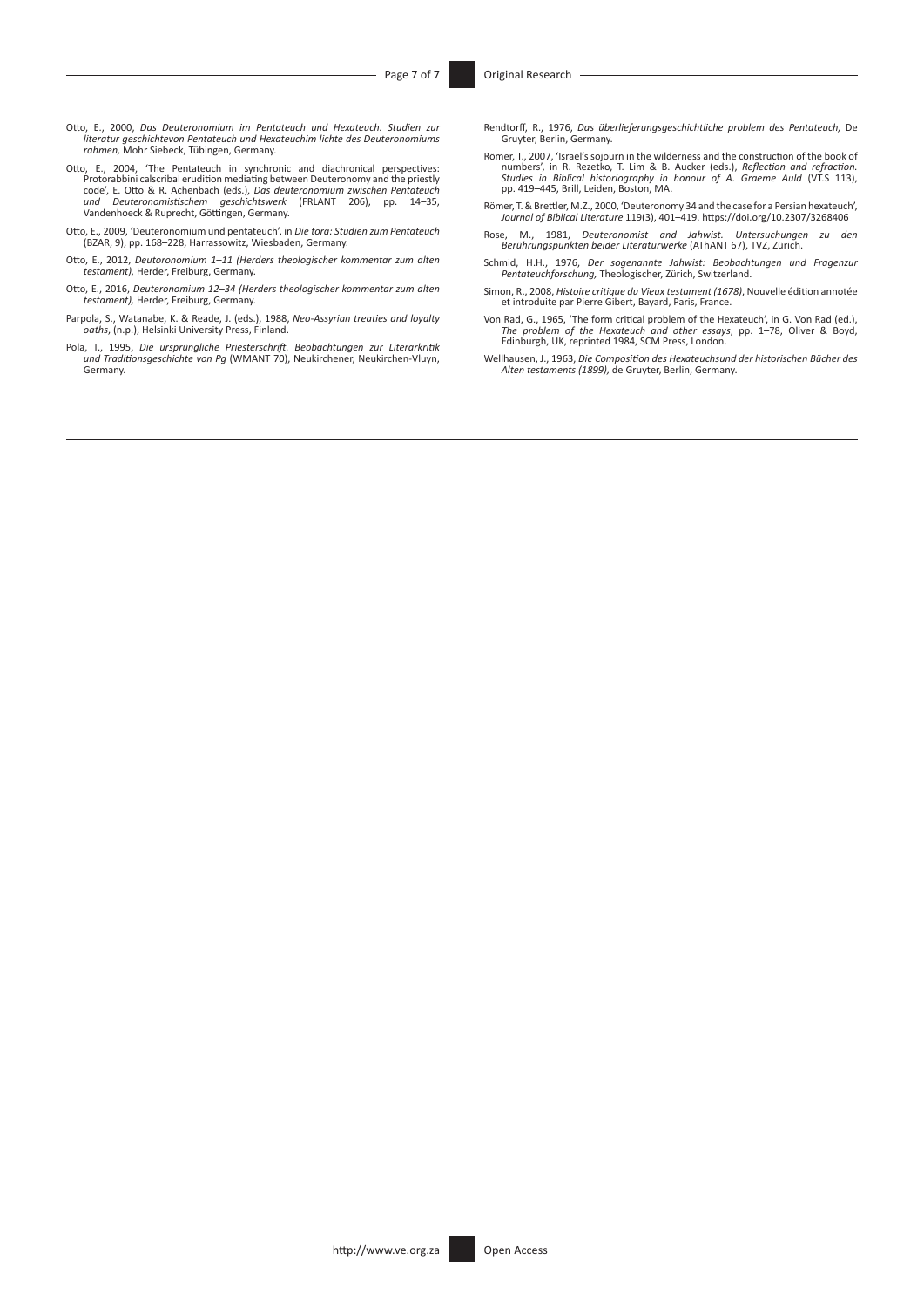Otto, E., 2000, *Das Deuteronomium im Pentateuch und Hexateuch. Studien zur literatur geschichtevon Pentateuch und Hexateuchim lichte des Deuteronomiums rahmen,* Mohr Siebeck, Tübingen, Germany.

Otto, E., 2004, 'The Pentateuch in synchronic and diachronical perspectives: Protorabbini calscribal erudition mediating between Deuteronomy and the priestly code', E. Otto & R. Achenbach (eds.), *Das deuteronomium zwischen Pentateuch und Deuteronomistischem geschichtswerk* (FRLANT 206), pp. 14–35, Vandenhoeck & Ruprecht, Göttingen, Germany.

Otto, E., 2009, 'Deuteronomium und pentateuch', in *Die tora: Studien zum Pentateuch* (BZAR, 9), pp. 168–228, Harrassowitz, Wiesbaden, Germany.

Otto, E., 2012, *Deutoronomium 1–11 (Herders theologischer kommentar zum alten testament),* Herder, Freiburg, Germany.

Otto, E., 2016, *Deuteronomium 12–34 (Herders theologischer kommentar zum alten testament),* Herder, Freiburg, Germany.

Parpola, S., Watanabe, K. & Reade, J. (eds.), 1988, *Neo-Assyrian treaties and loyalty oaths*, (n.p.), Helsinki University Press, Finland.

Pola, T., 1995, *Die ursprüngliche Priesterschrift. Beobachtungen zur Literarkritik und Traditionsgeschichte von Pg* (WMANT 70), Neukirchener, Neukirchen-Vluyn, Germany.

Rendtorff, R., 1976, *Das überlieferungsgeschichtliche problem des Pentateuch,* De Gruyter, Berlin, Germany.

Römer, T., 2007, 'Israel's sojourn in the wilderness and the construction of the book of numbers', in R. Rezetko, T. Lim & B. Aucker (eds.), *Reflection and refraction. Studies in Biblical historiography in honour of A. Graeme Auld* (VT.S 113), pp. 419–445, Brill, Leiden, Boston, MA.

Römer, T. & Brettler, M.Z., 2000, 'Deuteronomy 34 and the case for a Persian hexateuch', *Journal of Biblical Literature* 119(3), 401–419. https://doi.org/10.2307/3268406

Rose, M., 1981, *Deuteronomist and Jahwist. Untersuchungen zu den Berührungspunkten beider Literaturwerke* (AThANT 67), TVZ, Zürich.

Schmid, H.H., 1976, *Der sogenannte Jahwist: Beobachtungen und Fragenzur Pentateuchforschung,* Theologischer, Zürich, Switzerland.

Simon, R., 2008, *Histoire critique du Vieux testament (1678)*, Nouvelle édition annotée et introduite par Pierre Gibert, Bayard, Paris, France.

Von Rad, G., 1965, 'The form critical problem of the Hexateuch', in G. Von Rad (ed.), *The problem of the Hexateuch and other essays*, pp. 1–78, Oliver & Boyd, Edinburgh, UK, reprinted 1984, SCM Press, London.

Wellhausen, J., 1963, *Die Composition des Hexateuchsund der historischen Bücher des Alten testaments (1899),* de Gruyter, Berlin, Germany.